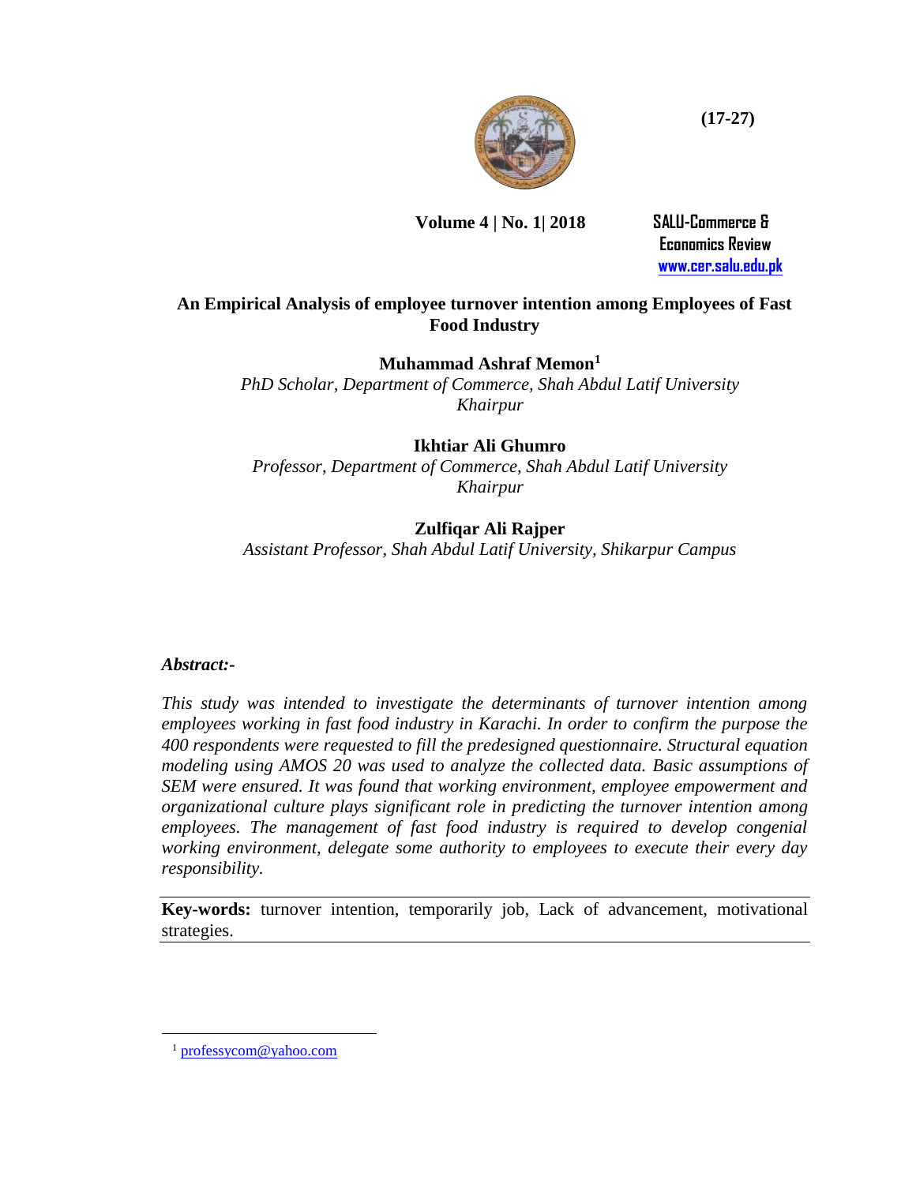# An Empirical Analysis of employee turnover intention among Employees of Fast Food Industry

**Muhammad Ashraf Memon**[1]

*PhD Scholar, Department of Commerce, Shah Abdul Latif University Khairpur*

**Ikhtiar Ali Ghumro**

*Professor, Department of Commerce, Shah Abdul Latif University Khairpur*

**Zulfiqar Ali Rajper**

*Assistant Professor, Shah Abdul Latif University, Shikarpur Campus*

***Abstract:-***

*This study was intended to investigate the determinants of turnover intention among employees working in fast food industry in Karachi. In order to confirm the purpose the 400 respondents were requested to fill the predesigned questionnaire. Structural equation modeling using AMOS 20 was used to analyze the collected data. Basic assumptions of SEM were ensured. It was found that working environment, employee empowerment and organizational culture plays significant role in predicting the turnover intention among employees. The management of fast food industry is required to develop congenial working environment, delegate some authority to employees to execute their every day responsibility.*

**Key-words:** turnover intention, temporarily job, Lack of advancement, motivational strategies.

[1] professycom@yahoo.com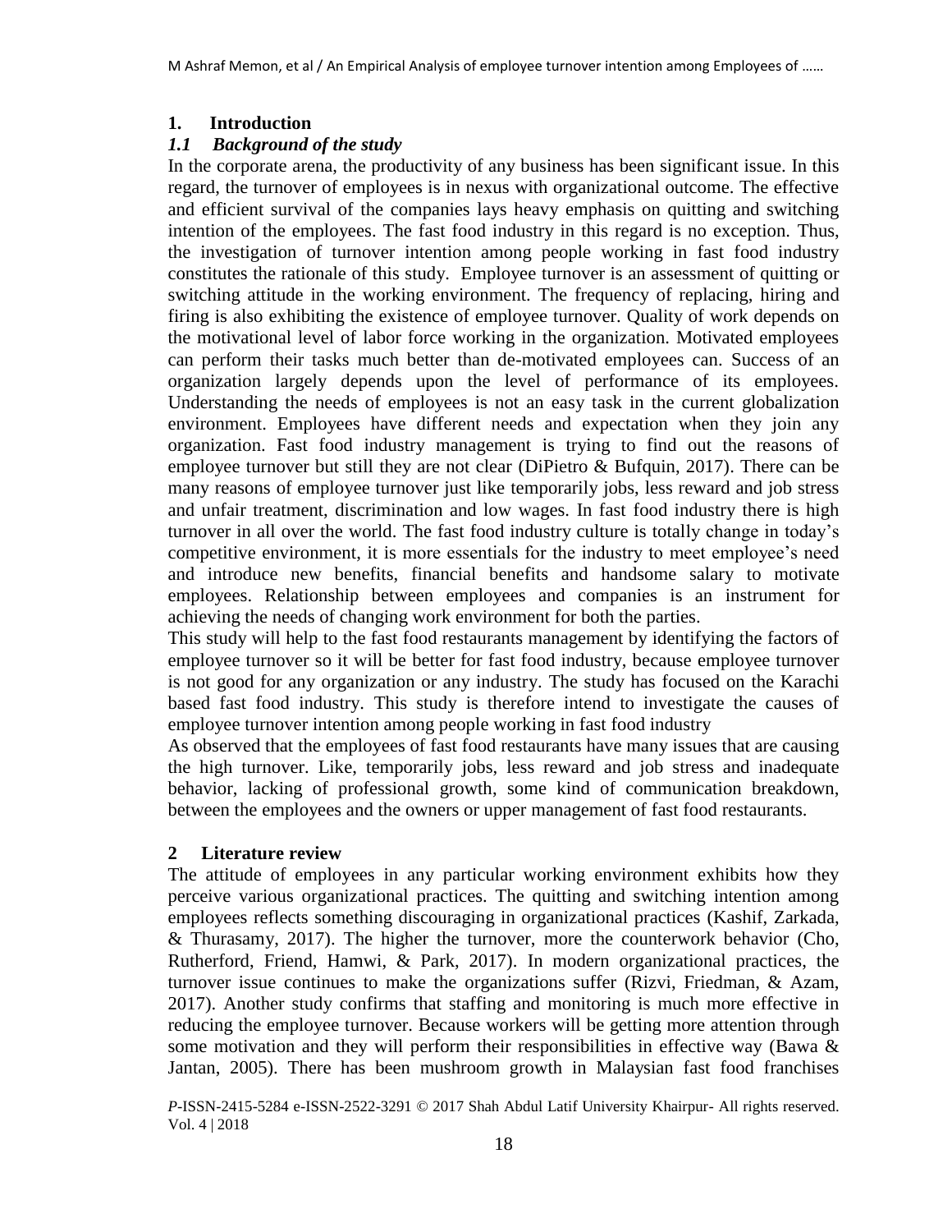## 1. Introduction

### *1.1 Background of the study*

In the corporate arena, the productivity of any business has been significant issue. In this regard, the turnover of employees is in nexus with organizational outcome. The effective and efficient survival of the companies lays heavy emphasis on quitting and switching intention of the employees. The fast food industry in this regard is no exception. Thus, the investigation of turnover intention among people working in fast food industry constitutes the rationale of this study. Employee turnover is an assessment of quitting or switching attitude in the working environment. The frequency of replacing, hiring and firing is also exhibiting the existence of employee turnover. Quality of work depends on the motivational level of labor force working in the organization. Motivated employees can perform their tasks much better than de-motivated employees can. Success of an organization largely depends upon the level of performance of its employees. Understanding the needs of employees is not an easy task in the current globalization environment. Employees have different needs and expectation when they join any organization. Fast food industry management is trying to find out the reasons of employee turnover but still they are not clear (DiPietro & Bufquin, 2017). There can be many reasons of employee turnover just like temporarily jobs, less reward and job stress and unfair treatment, discrimination and low wages. In fast food industry there is high turnover in all over the world. The fast food industry culture is totally change in today's competitive environment, it is more essentials for the industry to meet employee's need and introduce new benefits, financial benefits and handsome salary to motivate employees. Relationship between employees and companies is an instrument for achieving the needs of changing work environment for both the parties.

This study will help to the fast food restaurants management by identifying the factors of employee turnover so it will be better for fast food industry, because employee turnover is not good for any organization or any industry. The study has focused on the Karachi based fast food industry. This study is therefore intend to investigate the causes of employee turnover intention among people working in fast food industry

As observed that the employees of fast food restaurants have many issues that are causing the high turnover. Like, temporarily jobs, less reward and job stress and inadequate behavior, lacking of professional growth, some kind of communication breakdown, between the employees and the owners or upper management of fast food restaurants.

## 2 Literature review

The attitude of employees in any particular working environment exhibits how they perceive various organizational practices. The quitting and switching intention among employees reflects something discouraging in organizational practices (Kashif, Zarkada, & Thurasamy, 2017). The higher the turnover, more the counterwork behavior (Cho, Rutherford, Friend, Hamwi, & Park, 2017). In modern organizational practices, the turnover issue continues to make the organizations suffer (Rizvi, Friedman, & Azam, 2017). Another study confirms that staffing and monitoring is much more effective in reducing the employee turnover. Because workers will be getting more attention through some motivation and they will perform their responsibilities in effective way (Bawa & Jantan, 2005). There has been mushroom growth in Malaysian fast food franchises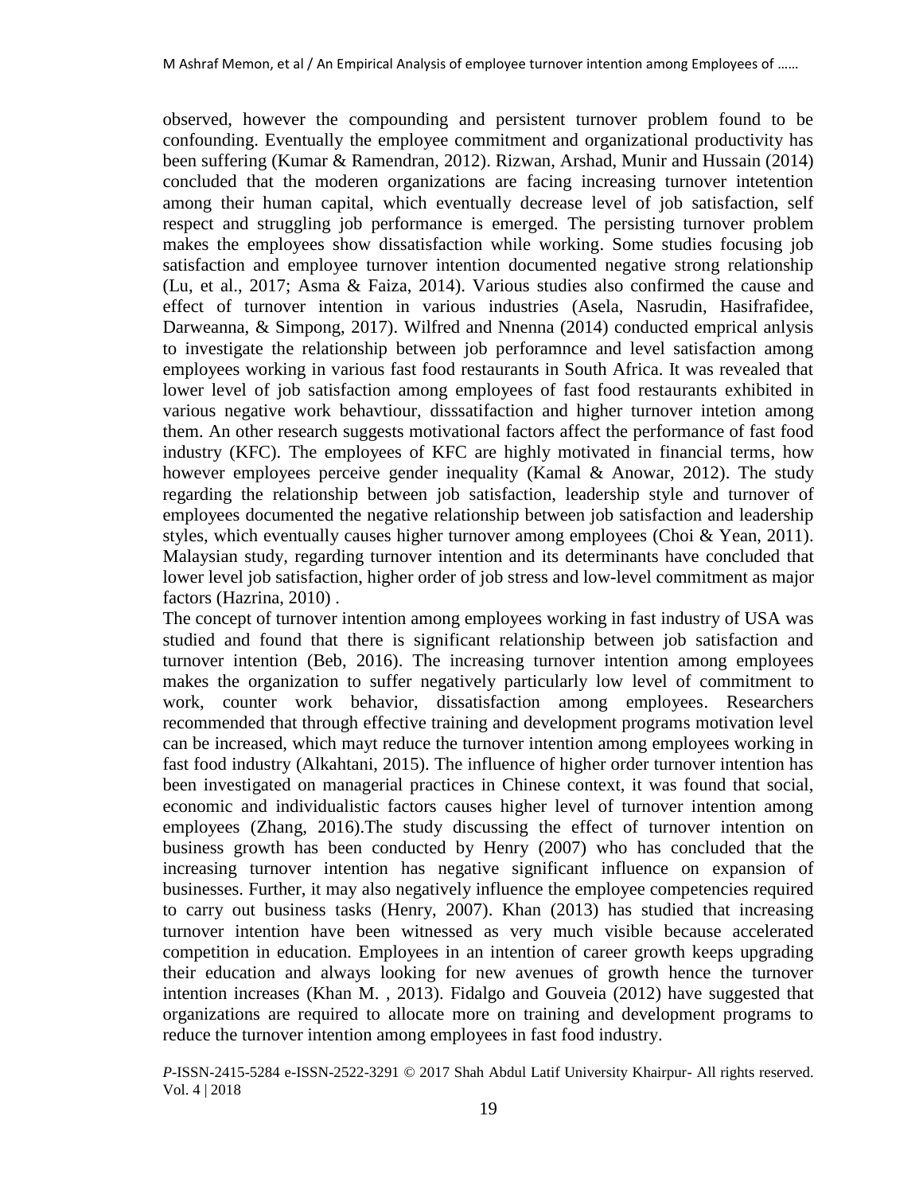observed, however the compounding and persistent turnover problem found to be confounding. Eventually the employee commitment and organizational productivity has been suffering (Kumar & Ramendran, 2012). Rizwan, Arshad, Munir and Hussain (2014) concluded that the moderen organizations are facing increasing turnover intetention among their human capital, which eventually decrease level of job satisfaction, self respect and struggling job performance is emerged. The persisting turnover problem makes the employees show dissatisfaction while working. Some studies focusing job satisfaction and employee turnover intention documented negative strong relationship (Lu, et al., 2017; Asma & Faiza, 2014). Various studies also confirmed the cause and effect of turnover intention in various industries (Asela, Nasrudin, Hasifrafidee, Darweanna, & Simpong, 2017). Wilfred and Nnenna (2014) conducted emprical anlysis to investigate the relationship between job perforamnce and level satisfaction among employees working in various fast food restaurants in South Africa. It was revealed that lower level of job satisfaction among employees of fast food restaurants exhibited in various negative work behavtiour, disssatifaction and higher turnover intetion among them. An other research suggests motivational factors affect the performance of fast food industry (KFC). The employees of KFC are highly motivated in financial terms, how however employees perceive gender inequality (Kamal & Anowar, 2012). The study regarding the relationship between job satisfaction, leadership style and turnover of employees documented the negative relationship between job satisfaction and leadership styles, which eventually causes higher turnover among employees (Choi & Yean, 2011). Malaysian study, regarding turnover intention and its determinants have concluded that lower level job satisfaction, higher order of job stress and low-level commitment as major factors (Hazrina, 2010) .

The concept of turnover intention among employees working in fast industry of USA was studied and found that there is significant relationship between job satisfaction and turnover intention (Beb, 2016). The increasing turnover intention among employees makes the organization to suffer negatively particularly low level of commitment to work, counter work behavior, dissatisfaction among employees. Researchers recommended that through effective training and development programs motivation level can be increased, which mayt reduce the turnover intention among employees working in fast food industry (Alkahtani, 2015). The influence of higher order turnover intention has been investigated on managerial practices in Chinese context, it was found that social, economic and individualistic factors causes higher level of turnover intention among employees (Zhang, 2016).The study discussing the effect of turnover intention on business growth has been conducted by Henry (2007) who has concluded that the increasing turnover intention has negative significant influence on expansion of businesses. Further, it may also negatively influence the employee competencies required to carry out business tasks (Henry, 2007). Khan (2013) has studied that increasing turnover intention have been witnessed as very much visible because accelerated competition in education. Employees in an intention of career growth keeps upgrading their education and always looking for new avenues of growth hence the turnover intention increases (Khan M. , 2013). Fidalgo and Gouveia (2012) have suggested that organizations are required to allocate more on training and development programs to reduce the turnover intention among employees in fast food industry.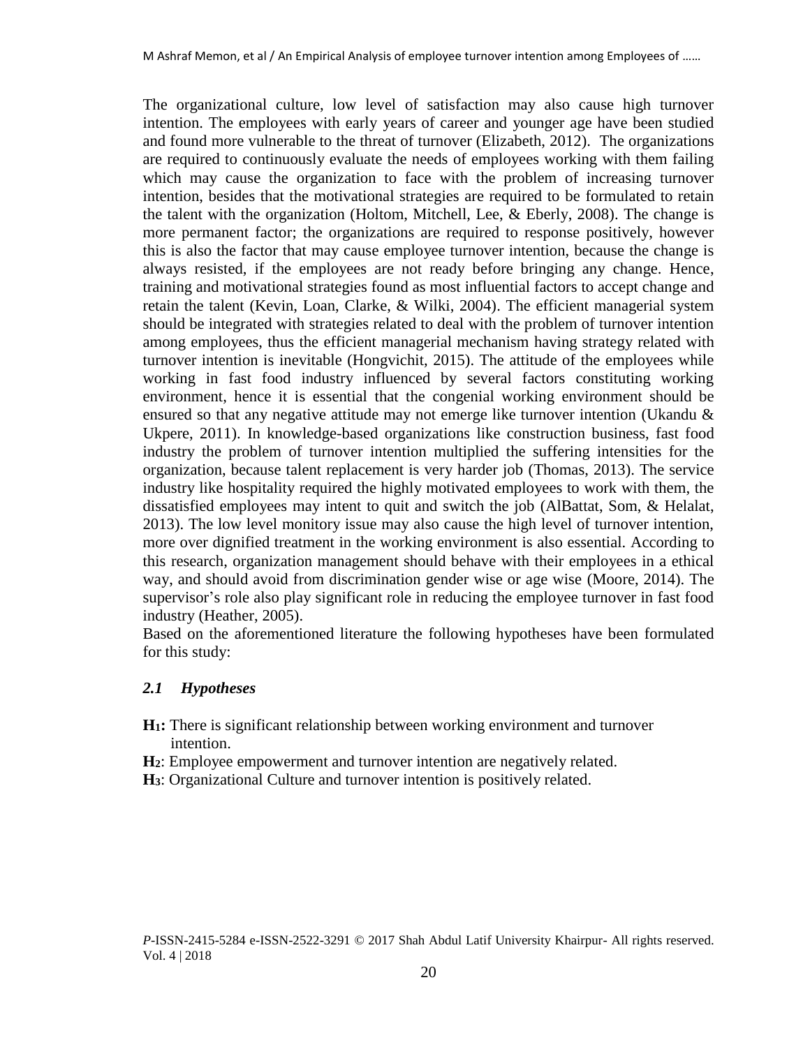The organizational culture, low level of satisfaction may also cause high turnover intention. The employees with early years of career and younger age have been studied and found more vulnerable to the threat of turnover (Elizabeth, 2012). The organizations are required to continuously evaluate the needs of employees working with them failing which may cause the organization to face with the problem of increasing turnover intention, besides that the motivational strategies are required to be formulated to retain the talent with the organization (Holtom, Mitchell, Lee, & Eberly, 2008). The change is more permanent factor; the organizations are required to response positively, however this is also the factor that may cause employee turnover intention, because the change is always resisted, if the employees are not ready before bringing any change. Hence, training and motivational strategies found as most influential factors to accept change and retain the talent (Kevin, Loan, Clarke, & Wilki, 2004). The efficient managerial system should be integrated with strategies related to deal with the problem of turnover intention among employees, thus the efficient managerial mechanism having strategy related with turnover intention is inevitable (Hongvichit, 2015). The attitude of the employees while working in fast food industry influenced by several factors constituting working environment, hence it is essential that the congenial working environment should be ensured so that any negative attitude may not emerge like turnover intention (Ukandu & Ukpere, 2011). In knowledge-based organizations like construction business, fast food industry the problem of turnover intention multiplied the suffering intensities for the organization, because talent replacement is very harder job (Thomas, 2013). The service industry like hospitality required the highly motivated employees to work with them, the dissatisfied employees may intent to quit and switch the job (AlBattat, Som, & Helalat, 2013). The low level monitory issue may also cause the high level of turnover intention, more over dignified treatment in the working environment is also essential. According to this research, organization management should behave with their employees in a ethical way, and should avoid from discrimination gender wise or age wise (Moore, 2014). The supervisor's role also play significant role in reducing the employee turnover in fast food industry (Heather, 2005).

Based on the aforementioned literature the following hypotheses have been formulated for this study:

### *2.1 Hypotheses*

**$H_1$:** There is significant relationship between working environment and turnover intention.

**$H_2$**: Employee empowerment and turnover intention are negatively related.

**$H_3$**: Organizational Culture and turnover intention is positively related.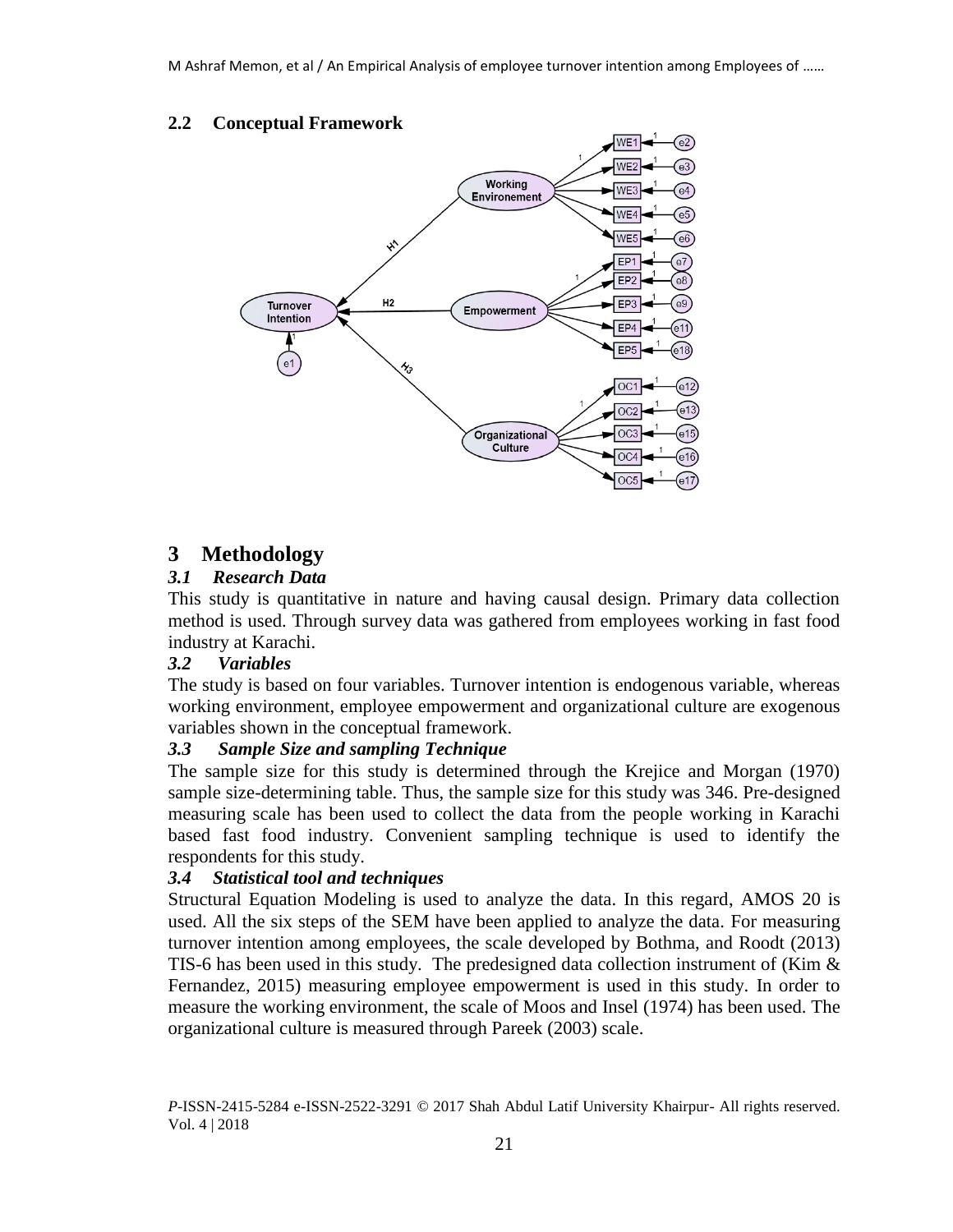### 2.2 Conceptual Framework

## 3 Methodology

### *3.1 Research Data*

This study is quantitative in nature and having causal design. Primary data collection method is used. Through survey data was gathered from employees working in fast food industry at Karachi.

### *3.2 Variables*

The study is based on four variables. Turnover intention is endogenous variable, whereas working environment, employee empowerment and organizational culture are exogenous variables shown in the conceptual framework.

### *3.3 Sample Size and sampling Technique*

The sample size for this study is determined through the Krejice and Morgan (1970) sample size-determining table. Thus, the sample size for this study was 346. Pre-designed measuring scale has been used to collect the data from the people working in Karachi based fast food industry. Convenient sampling technique is used to identify the respondents for this study.

### *3.4 Statistical tool and techniques*

Structural Equation Modeling is used to analyze the data. In this regard, AMOS 20 is used. All the six steps of the SEM have been applied to analyze the data. For measuring turnover intention among employees, the scale developed by Bothma, and Roodt (2013) TIS-6 has been used in this study. The predesigned data collection instrument of (Kim & Fernandez, 2015) measuring employee empowerment is used in this study. In order to measure the working environment, the scale of Moos and Insel (1974) has been used. The organizational culture is measured through Pareek (2003) scale.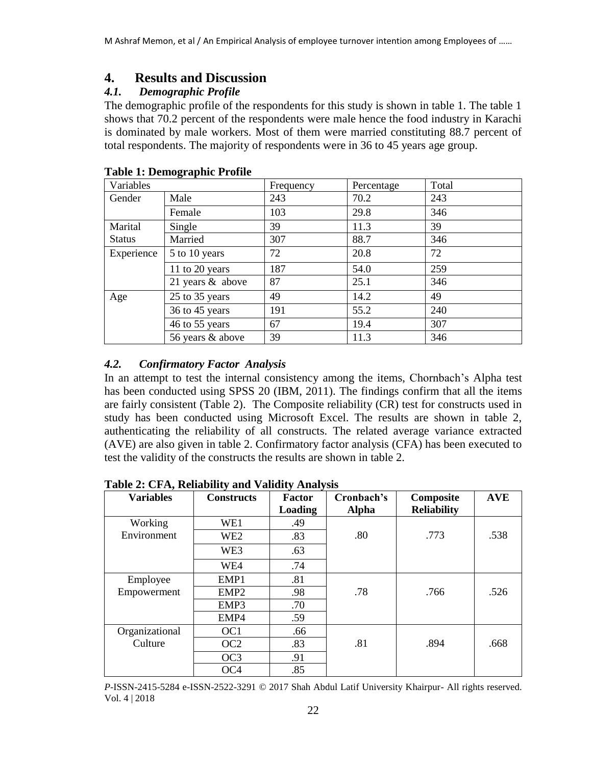# 4. Results and Discussion

## *4.1. Demographic Profile*

The demographic profile of the respondents for this study is shown in table 1. The table 1 shows that 70.2 percent of the respondents were male hence the food industry in Karachi is dominated by male workers. Most of them were married constituting 88.7 percent of total respondents. The majority of respondents were in 36 to 45 years age group.

**Table 1: Demographic Profile**

| Variables | | Frequency | Percentage | Total |
|---|---|---|---|---|
| Gender | Male | 243 | 70.2 | 243 |
| | Female | 103 | 29.8 | 346 |
| Marital Status | Single | 39 | 11.3 | 39 |
| | Married | 307 | 88.7 | 346 |
| Experience | 5 to 10 years | 72 | 20.8 | 72 |
| | 11 to 20 years | 187 | 54.0 | 259 |
| | 21 years & above | 87 | 25.1 | 346 |
| Age | 25 to 35 years | 49 | 14.2 | 49 |
| | 36 to 45 years | 191 | 55.2 | 240 |
| | 46 to 55 years | 67 | 19.4 | 307 |
| | 56 years & above | 39 | 11.3 | 346 |

## *4.2. Confirmatory Factor Analysis*

In an attempt to test the internal consistency among the items, Chornbach's Alpha test has been conducted using SPSS 20 (IBM, 2011). The findings confirm that all the items are fairly consistent (Table 2). The Composite reliability (CR) test for constructs used in study has been conducted using Microsoft Excel. The results are shown in table 2, authenticating the reliability of all constructs. The related average variance extracted (AVE) are also given in table 2. Confirmatory factor analysis (CFA) has been executed to test the validity of the constructs the results are shown in table 2.

**Table 2: CFA, Reliability and Validity Analysis**

| Variables | Constructs | Factor Loading | Cronbach's Alpha | Composite Reliability | AVE |
|---|---|---|---|---|---|
| Working Environment | WE1 | .49 | .80 | .773 | .538 |
| | WE2 | .83 | | | |
| | WE3 | .63 | | | |
| | WE4 | .74 | | | |
| Employee Empowerment | EMP1 | .81 | .78 | .766 | .526 |
| | EMP2 | .98 | | | |
| | EMP3 | .70 | | | |
| | EMP4 | .59 | | | |
| Organizational Culture | OC1 | .66 | .81 | .894 | .668 |
| | OC2 | .83 | | | |
| | OC3 | .91 | | | |
| | OC4 | .85 | | | |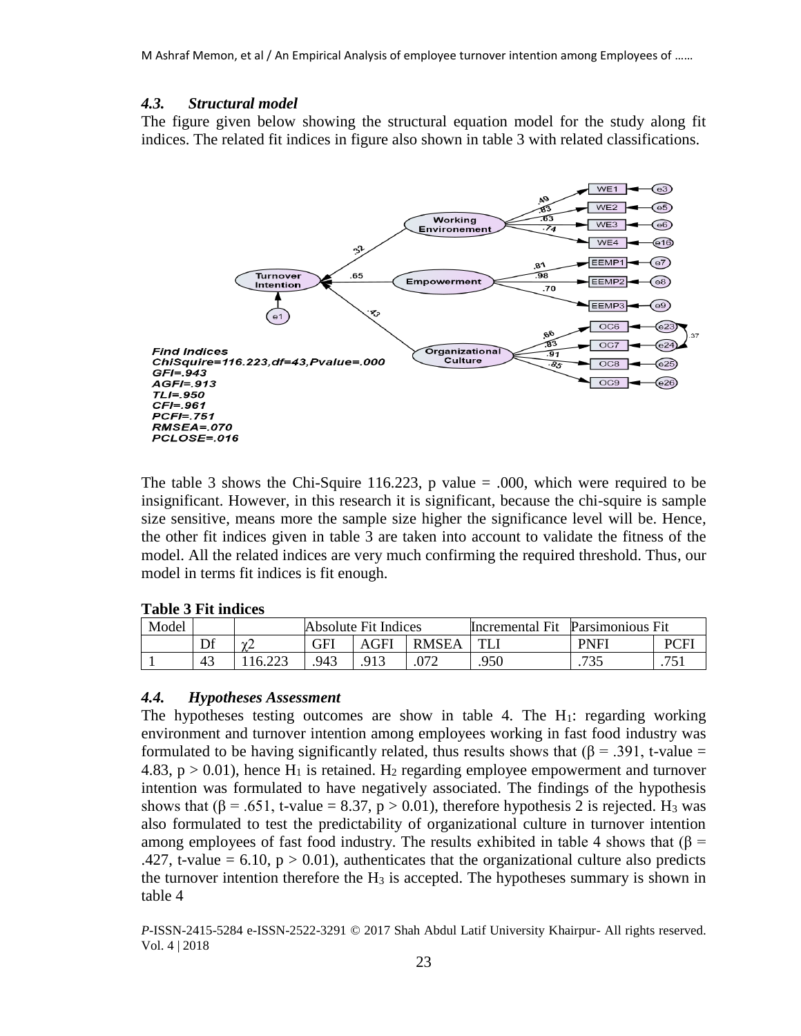### *4.3. Structural model*

The figure given below showing the structural equation model for the study along fit indices. The related fit indices in figure also shown in table 3 with related classifications.

*Find Indices*
*ChiSquire=116.223,df=43,Pvalue=.000*
*GFI=.943*
*AGFI=.913*
*TLI=.950*
*CFI=.961*
*PCFI=.751*
*RMSEA=.070*
*PCLOSE=.016*

The table 3 shows the Chi-Squire 116.223, p value = .000, which were required to be insignificant. However, in this research it is significant, because the chi-squire is sample size sensitive, means more the sample size higher the significance level will be. Hence, the other fit indices given in table 3 are taken into account to validate the fitness of the model. All the related indices are very much confirming the required threshold. Thus, our model in terms fit indices is fit enough.

**Table 3 Fit indices**

| Model | | | Absolute Fit Indices | | | Incremental Fit | Parsimonious Fit | |
|---|---|---|---|---|---|---|---|---|
| | Df | $\chi 2$ | GFI | AGFI | RMSEA | TLI | PNFI | PCFI |
| 1 | 43 | 116.223 | .943 | .913 | .072 | .950 | .735 | .751 |

### *4.4. Hypotheses Assessment*

The hypotheses testing outcomes are show in table 4. The $H_1$: regarding working environment and turnover intention among employees working in fast food industry was formulated to be having significantly related, thus results shows that ($\beta = .391$, t-value = 4.83, $p > 0.01$), hence $H_1$ is retained. $H_2$ regarding employee empowerment and turnover intention was formulated to have negatively associated. The findings of the hypothesis shows that ($\beta = .651$, t-value = 8.37, $p > 0.01$), therefore hypothesis 2 is rejected. $H_3$ was also formulated to test the predictability of organizational culture in turnover intention among employees of fast food industry. The results exhibited in table 4 shows that ($\beta = .427$, t-value = 6.10, $p > 0.01$), authenticates that the organizational culture also predicts the turnover intention therefore the $H_3$ is accepted. The hypotheses summary is shown in table 4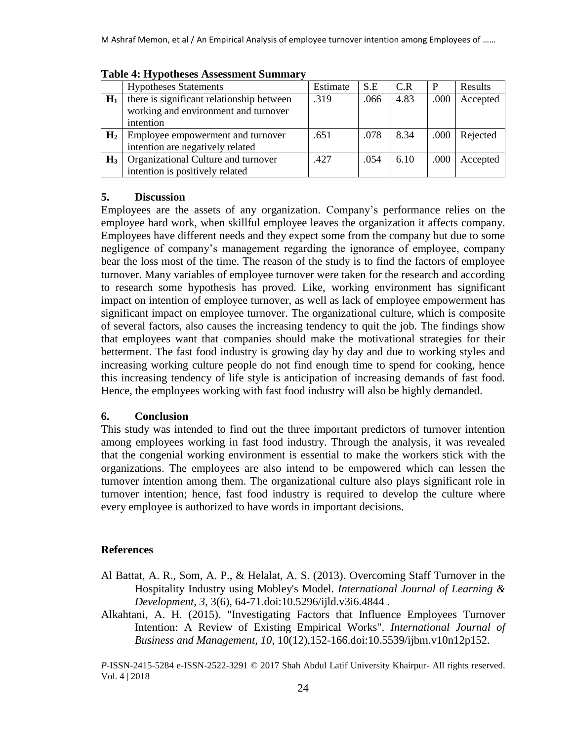**Table 4: Hypotheses Assessment Summary**

| | Hypotheses Statements | Estimate | S.E | C.R | P | Results |
|---|---|---|---|---|---|---|
| **$H_1$** | there is significant relationship between working and environment and turnover intention | .319 | .066 | 4.83 | .000 | Accepted |
| **$H_2$** | Employee empowerment and turnover intention are negatively related | .651 | .078 | 8.34 | .000 | Rejected |
| **$H_3$** | Organizational Culture and turnover intention is positively related | .427 | .054 | 6.10 | .000 | Accepted |

## 5. Discussion

Employees are the assets of any organization. Company's performance relies on the employee hard work, when skillful employee leaves the organization it affects company. Employees have different needs and they expect some from the company but due to some negligence of company's management regarding the ignorance of employee, company bear the loss most of the time. The reason of the study is to find the factors of employee turnover. Many variables of employee turnover were taken for the research and according to research some hypothesis has proved. Like, working environment has significant impact on intention of employee turnover, as well as lack of employee empowerment has significant impact on employee turnover. The organizational culture, which is composite of several factors, also causes the increasing tendency to quit the job. The findings show that employees want that companies should make the motivational strategies for their betterment. The fast food industry is growing day by day and due to working styles and increasing working culture people do not find enough time to spend for cooking, hence this increasing tendency of life style is anticipation of increasing demands of fast food. Hence, the employees working with fast food industry will also be highly demanded.

## 6. Conclusion

This study was intended to find out the three important predictors of turnover intention among employees working in fast food industry. Through the analysis, it was revealed that the congenial working environment is essential to make the workers stick with the organizations. The employees are also intend to be empowered which can lessen the turnover intention among them. The organizational culture also plays significant role in turnover intention; hence, fast food industry is required to develop the culture where every employee is authorized to have words in important decisions.

## References

Al Battat, A. R., Som, A. P., & Helalat, A. S. (2013). Overcoming Staff Turnover in the Hospitality Industry using Mobley's Model. *International Journal of Learning & Development, 3*, 3(6), 64-71.doi:10.5296/ijld.v3i6.4844 .

Alkahtani, A. H. (2015). "Investigating Factors that Influence Employees Turnover Intention: A Review of Existing Empirical Works". *International Journal of Business and Management, 10*, 10(12),152-166.doi:10.5539/ijbm.v10n12p152.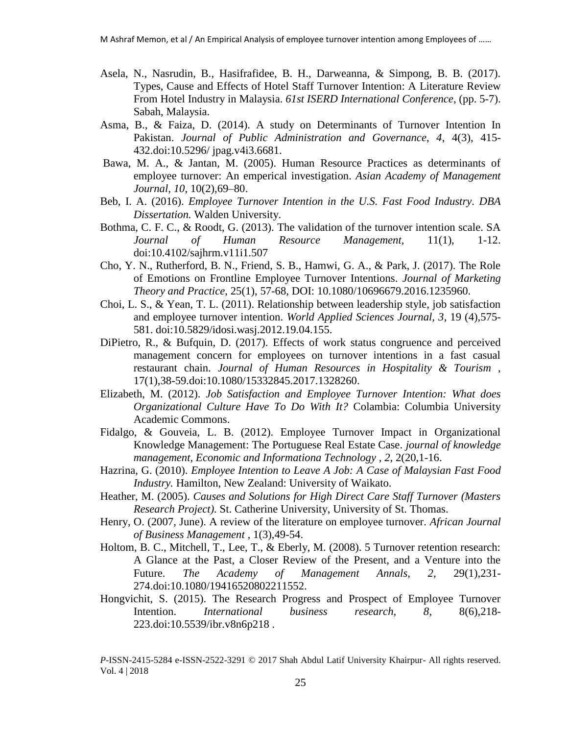Asela, N., Nasrudin, B., Hasifrafidee, B. H., Darweanna, & Simpong, B. B. (2017). Types, Cause and Effects of Hotel Staff Turnover Intention: A Literature Review From Hotel Industry in Malaysia. *61st ISERD International Conference*, (pp. 5-7). Sabah, Malaysia.

Asma, B., & Faiza, D. (2014). A study on Determinants of Turnover Intention In Pakistan. *Journal of Public Administration and Governance, 4*, 4(3), 415-432.doi:10.5296/ jpag.v4i3.6681.

Bawa, M. A., & Jantan, M. (2005). Human Resource Practices as determinants of employee turnover: An emperical investigation. *Asian Academy of Management Journal, 10*, 10(2),69–80.

Beb, I. A. (2016). *Employee Turnover Intention in the U.S. Fast Food Industry. DBA Dissertation.* Walden University.

Bothma, C. F. C., & Roodt, G. (2013). The validation of the turnover intention scale. SA *Journal of Human Resource Management*, 11(1), 1-12. doi:10.4102/sajhrm.v11i1.507

Cho, Y. N., Rutherford, B. N., Friend, S. B., Hamwi, G. A., & Park, J. (2017). The Role of Emotions on Frontline Employee Turnover Intentions. *Journal of Marketing Theory and Practice*, 25(1), 57-68, DOI: 10.1080/10696679.2016.1235960.

Choi, L. S., & Yean, T. L. (2011). Relationship between leadership style, job satisfaction and employee turnover intention. *World Applied Sciences Journal, 3*, 19 (4),575-581. doi:10.5829/idosi.wasj.2012.19.04.155.

DiPietro, R., & Bufquin, D. (2017). Effects of work status congruence and perceived management concern for employees on turnover intentions in a fast casual restaurant chain. *Journal of Human Resources in Hospitality & Tourism* , 17(1),38-59.doi:10.1080/15332845.2017.1328260.

Elizabeth, M. (2012). *Job Satisfaction and Employee Turnover Intention: What does Organizational Culture Have To Do With It?* Colambia: Columbia University Academic Commons.

Fidalgo, & Gouveia, L. B. (2012). Employee Turnover Impact in Organizational Knowledge Management: The Portuguese Real Estate Case. *journal of knowledge management, Economic and Informationa Technology , 2*, 2(20,1-16.

Hazrina, G. (2010). *Employee Intention to Leave A Job: A Case of Malaysian Fast Food Industry.* Hamilton, New Zealand: University of Waikato.

Heather, M. (2005). *Causes and Solutions for High Direct Care Staff Turnover (Masters Research Project).* St. Catherine University, University of St. Thomas.

Henry, O. (2007, June). A review of the literature on employee turnover. *African Journal of Business Management* , 1(3),49-54.

Holtom, B. C., Mitchell, T., Lee, T., & Eberly, M. (2008). 5 Turnover retention research: A Glance at the Past, a Closer Review of the Present, and a Venture into the Future. *The Academy of Management Annals, 2*, 29(1),231-274.doi:10.1080/19416520802211552.

Hongvichit, S. (2015). The Research Progress and Prospect of Employee Turnover Intention. *International business research, 8*, 8(6),218-223.doi:10.5539/ibr.v8n6p218 .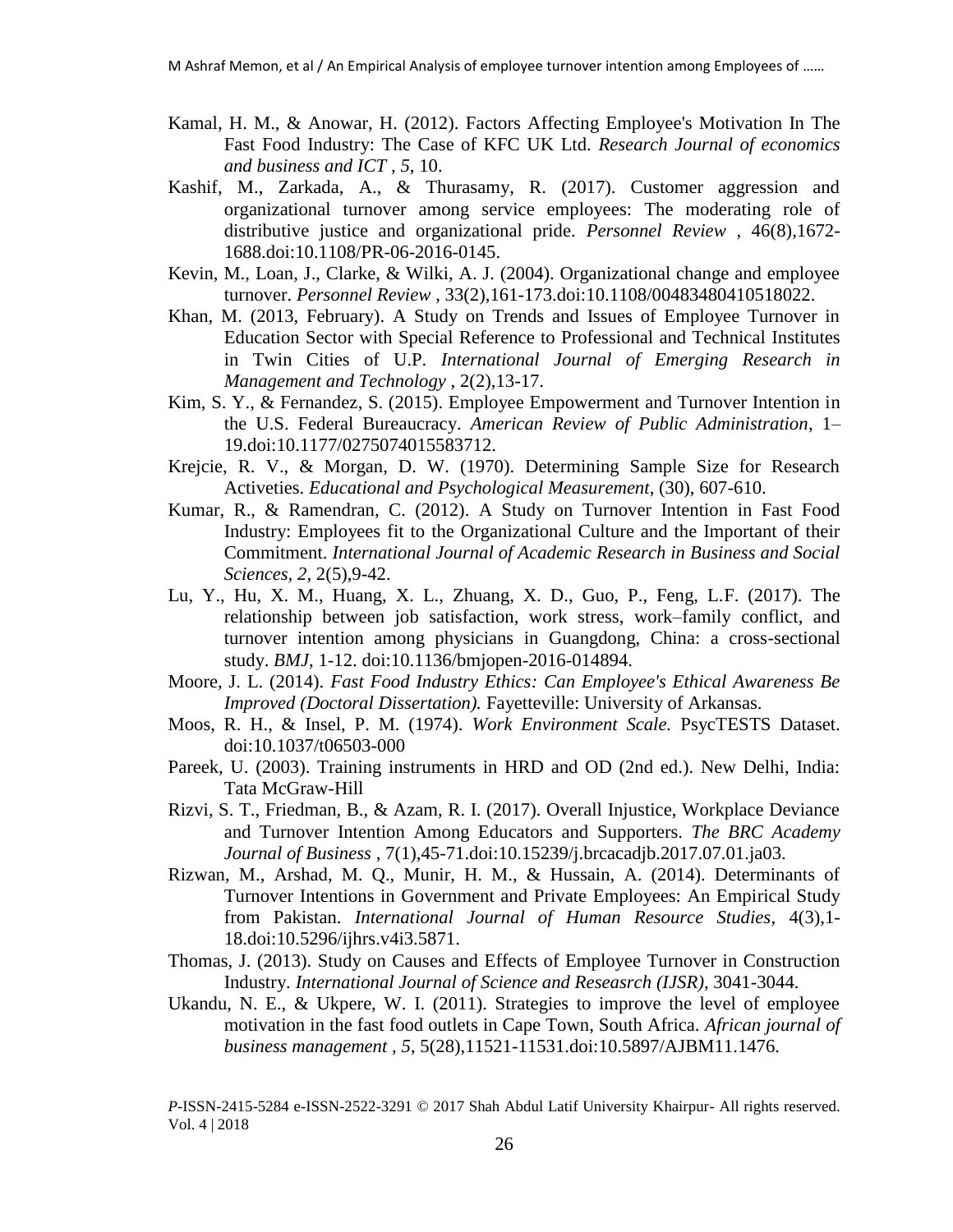Kamal, H. M., & Anowar, H. (2012). Factors Affecting Employee's Motivation In The Fast Food Industry: The Case of KFC UK Ltd. *Research Journal of economics and business and ICT , 5*, 10.

Kashif, M., Zarkada, A., & Thurasamy, R. (2017). Customer aggression and organizational turnover among service employees: The moderating role of distributive justice and organizational pride. *Personnel Review* , 46(8),1672-1688.doi:10.1108/PR-06-2016-0145.

Kevin, M., Loan, J., Clarke, & Wilki, A. J. (2004). Organizational change and employee turnover. *Personnel Review* , 33(2),161-173.doi:10.1108/00483480410518022.

Khan, M. (2013, February). A Study on Trends and Issues of Employee Turnover in Education Sector with Special Reference to Professional and Technical Institutes in Twin Cities of U.P. *International Journal of Emerging Research in Management and Technology* , 2(2),13-17.

Kim, S. Y., & Fernandez, S. (2015). Employee Empowerment and Turnover Intention in the U.S. Federal Bureaucracy. *American Review of Public Administration*, 1–19.doi:10.1177/0275074015583712.

Krejcie, R. V., & Morgan, D. W. (1970). Determining Sample Size for Research Activeties. *Educational and Psychological Measurement*, (30), 607-610.

Kumar, R., & Ramendran, C. (2012). A Study on Turnover Intention in Fast Food Industry: Employees fit to the Organizational Culture and the Important of their Commitment. *International Journal of Academic Research in Business and Social Sciences, 2*, 2(5),9-42.

Lu, Y., Hu, X. M., Huang, X. L., Zhuang, X. D., Guo, P., Feng, L.F. (2017). The relationship between job satisfaction, work stress, work–family conflict, and turnover intention among physicians in Guangdong, China: a cross-sectional study. *BMJ*, 1-12. doi:10.1136/bmjopen-2016-014894.

Moore, J. L. (2014). *Fast Food Industry Ethics: Can Employee's Ethical Awareness Be Improved (Doctoral Dissertation).* Fayetteville: University of Arkansas.

Moos, R. H., & Insel, P. M. (1974). *Work Environment Scale.* PsycTESTS Dataset. doi:10.1037/t06503-000

Pareek, U. (2003). Training instruments in HRD and OD (2nd ed.). New Delhi, India: Tata McGraw-Hill

Rizvi, S. T., Friedman, B., & Azam, R. I. (2017). Overall Injustice, Workplace Deviance and Turnover Intention Among Educators and Supporters. *The BRC Academy Journal of Business* , 7(1),45-71.doi:10.15239/j.brcacadjb.2017.07.01.ja03.

Rizwan, M., Arshad, M. Q., Munir, H. M., & Hussain, A. (2014). Determinants of Turnover Intentions in Government and Private Employees: An Empirical Study from Pakistan. *International Journal of Human Resource Studies*, 4(3),1-18.doi:10.5296/ijhrs.v4i3.5871.

Thomas, J. (2013). Study on Causes and Effects of Employee Turnover in Construction Industry. *International Journal of Science and Reseasrch (IJSR)*, 3041-3044.

Ukandu, N. E., & Ukpere, W. I. (2011). Strategies to improve the level of employee motivation in the fast food outlets in Cape Town, South Africa. *African journal of business management , 5*, 5(28),11521-11531.doi:10.5897/AJBM11.1476.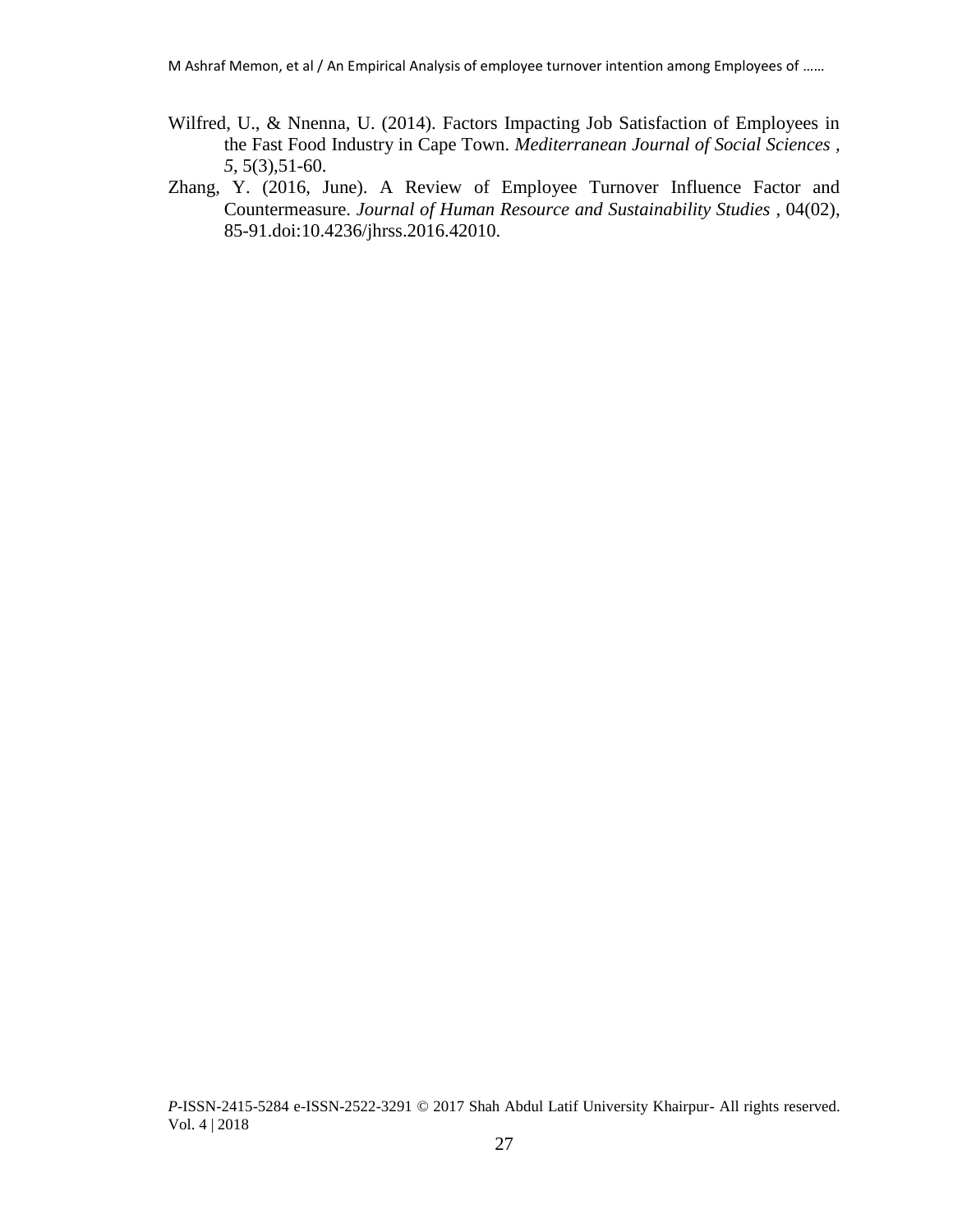Wilfred, U., & Nnenna, U. (2014). Factors Impacting Job Satisfaction of Employees in the Fast Food Industry in Cape Town. *Mediterranean Journal of Social Sciences* , *5*, 5(3),51-60.

Zhang, Y. (2016, June). A Review of Employee Turnover Influence Factor and Countermeasure. *Journal of Human Resource and Sustainability Studies* , 04(02), 85-91.doi:10.4236/jhrss.2016.42010.